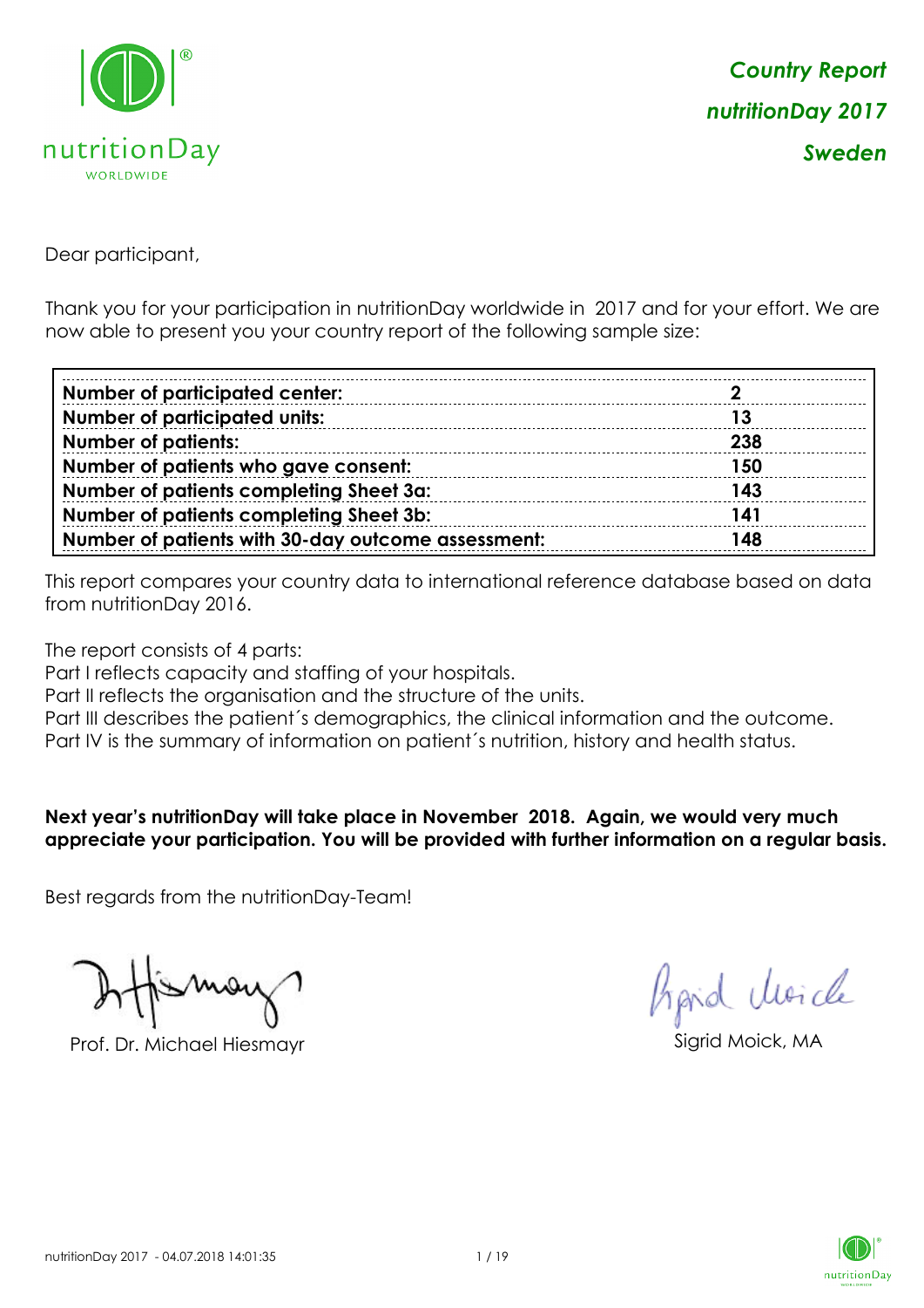***Country Report***
***nutritionDay 2017***
***Sweden***

Dear participant,

Thank you for your participation in nutritionDay worldwide in 2017 and for your effort. We are now able to present you your country report of the following sample size:

| | |
|---|---|
| **Number of participated center:** | **2** |
| **Number of participated units:** | **13** |
| **Number of patients:** | **238** |
| **Number of patients who gave consent:** | **150** |
| **Number of patients completing Sheet 3a:** | **143** |
| **Number of patients completing Sheet 3b:** | **141** |
| **Number of patients with 30-day outcome assessment:** | **148** |

This report compares your country data to international reference database based on data from nutritionDay 2016.

The report consists of 4 parts:
Part I reflects capacity and staffing of your hospitals.
Part II reflects the organisation and the structure of the units.
Part III describes the patient´s demographics, the clinical information and the outcome.
Part IV is the summary of information on patient´s nutrition, history and health status.

**Next year's nutritionDay will take place in November 2018. Again, we would very much appreciate your participation. You will be provided with further information on a regular basis.**

Best regards from the nutritionDay-Team!

Prof. Dr. Michael Hiesmayr

Sigrid Moick, MA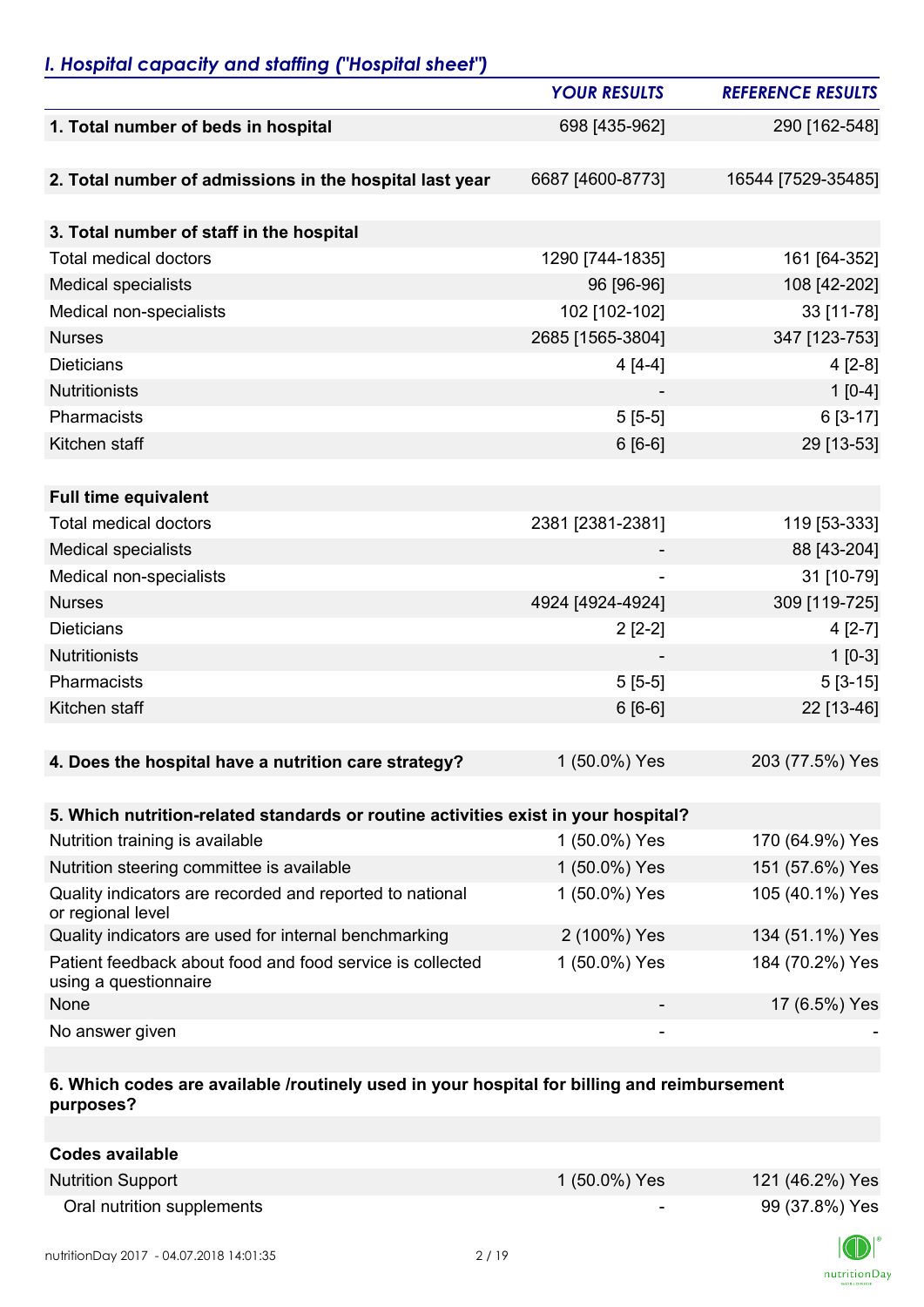## *I. Hospital capacity and staffing ("Hospital sheet")*

| | *YOUR RESULTS* | *REFERENCE RESULTS* |
|---|---|---|
| **1. Total number of beds in hospital** | 698 [435-962] | 290 [162-548] |
| | | |
| **2. Total number of admissions in the hospital last year** | 6687 [4600-8773] | 16544 [7529-35485] |
| | | |
| **3. Total number of staff in the hospital** | | |
| Total medical doctors | 1290 [744-1835] | 161 [64-352] |
| Medical specialists | 96 [96-96] | 108 [42-202] |
| Medical non-specialists | 102 [102-102] | 33 [11-78] |
| Nurses | 2685 [1565-3804] | 347 [123-753] |
| Dieticians | 4 [4-4] | 4 [2-8] |
| Nutritionists | - | 1 [0-4] |
| Pharmacists | 5 [5-5] | 6 [3-17] |
| Kitchen staff | 6 [6-6] | 29 [13-53] |
| | | |
| **Full time equivalent** | | |
| Total medical doctors | 2381 [2381-2381] | 119 [53-333] |
| Medical specialists | - | 88 [43-204] |
| Medical non-specialists | - | 31 [10-79] |
| Nurses | 4924 [4924-4924] | 309 [119-725] |
| Dieticians | 2 [2-2] | 4 [2-7] |
| Nutritionists | - | 1 [0-3] |
| Pharmacists | 5 [5-5] | 5 [3-15] |
| Kitchen staff | 6 [6-6] | 22 [13-46] |
| | | |
| **4. Does the hospital have a nutrition care strategy?** | 1 (50.0%) Yes | 203 (77.5%) Yes |
| | | |
| **5. Which nutrition-related standards or routine activities exist in your hospital?** | | |
| Nutrition training is available | 1 (50.0%) Yes | 170 (64.9%) Yes |
| Nutrition steering committee is available | 1 (50.0%) Yes | 151 (57.6%) Yes |
| Quality indicators are recorded and reported to national or regional level | 1 (50.0%) Yes | 105 (40.1%) Yes |
| Quality indicators are used for internal benchmarking | 2 (100%) Yes | 134 (51.1%) Yes |
| Patient feedback about food and food service is collected using a questionnaire | 1 (50.0%) Yes | 184 (70.2%) Yes |
| None | - | 17 (6.5%) Yes |
| No answer given | - | - |
| | | |
| **6. Which codes are available /routinely used in your hospital for billing and reimbursement purposes?** | | |
| | | |
| **Codes available** | | |
| Nutrition Support | 1 (50.0%) Yes | 121 (46.2%) Yes |
| Oral nutrition supplements | - | 99 (37.8%) Yes |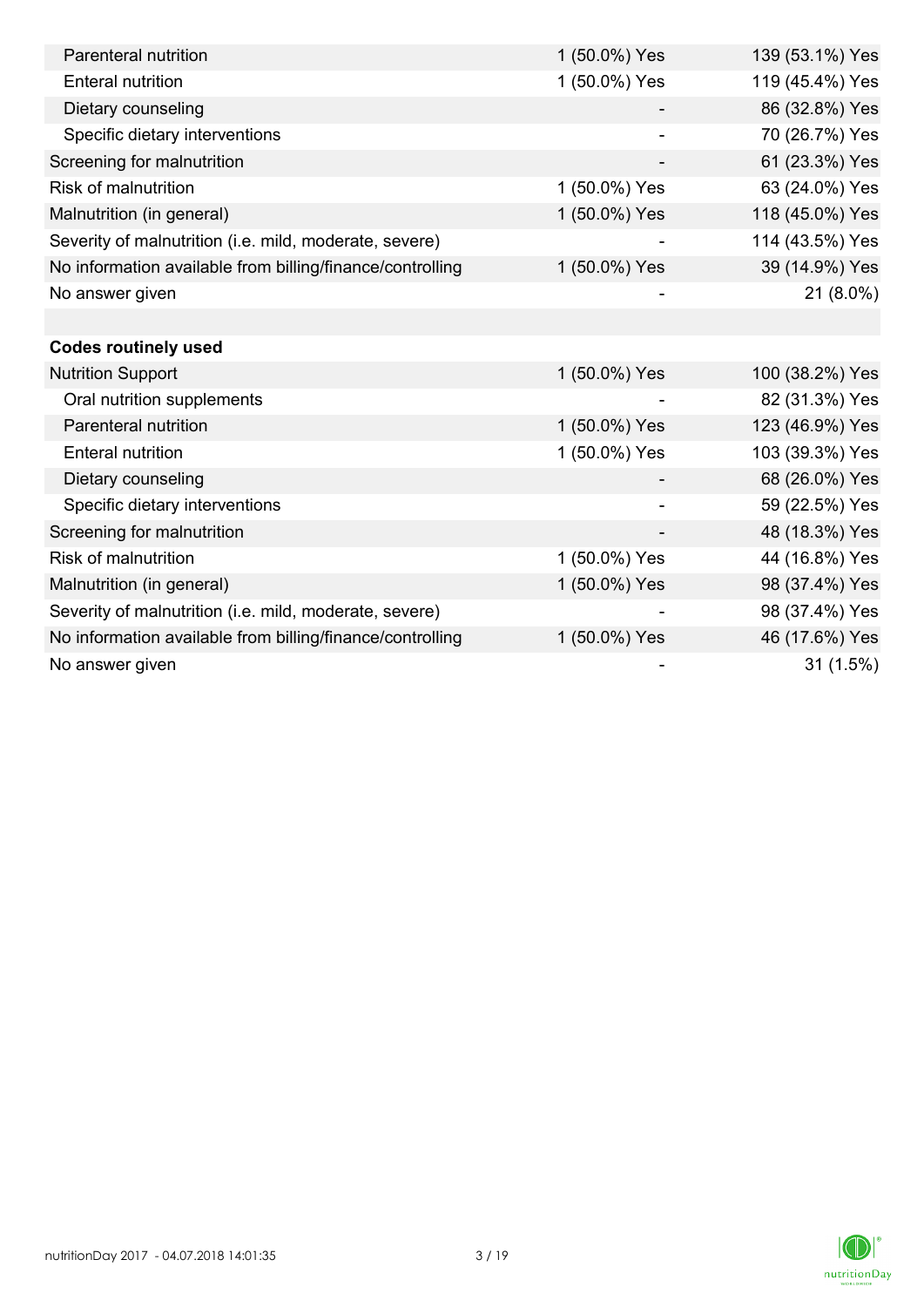| | | |
|---|---|---|
| Parenteral nutrition | 1 (50.0%) Yes | 139 (53.1%) Yes |
| Enteral nutrition | 1 (50.0%) Yes | 119 (45.4%) Yes |
| Dietary counseling | - | 86 (32.8%) Yes |
| Specific dietary interventions | - | 70 (26.7%) Yes |
| Screening for malnutrition | - | 61 (23.3%) Yes |
| Risk of malnutrition | 1 (50.0%) Yes | 63 (24.0%) Yes |
| Malnutrition (in general) | 1 (50.0%) Yes | 118 (45.0%) Yes |
| Severity of malnutrition (i.e. mild, moderate, severe) | - | 114 (43.5%) Yes |
| No information available from billing/finance/controlling | 1 (50.0%) Yes | 39 (14.9%) Yes |
| No answer given | - | 21 (8.0%) |
| | | |
| **Codes routinely used** | | |
| Nutrition Support | 1 (50.0%) Yes | 100 (38.2%) Yes |
| Oral nutrition supplements | - | 82 (31.3%) Yes |
| Parenteral nutrition | 1 (50.0%) Yes | 123 (46.9%) Yes |
| Enteral nutrition | 1 (50.0%) Yes | 103 (39.3%) Yes |
| Dietary counseling | - | 68 (26.0%) Yes |
| Specific dietary interventions | - | 59 (22.5%) Yes |
| Screening for malnutrition | - | 48 (18.3%) Yes |
| Risk of malnutrition | 1 (50.0%) Yes | 44 (16.8%) Yes |
| Malnutrition (in general) | 1 (50.0%) Yes | 98 (37.4%) Yes |
| Severity of malnutrition (i.e. mild, moderate, severe) | - | 98 (37.4%) Yes |
| No information available from billing/finance/controlling | 1 (50.0%) Yes | 46 (17.6%) Yes |
| No answer given | - | 31 (1.5%) |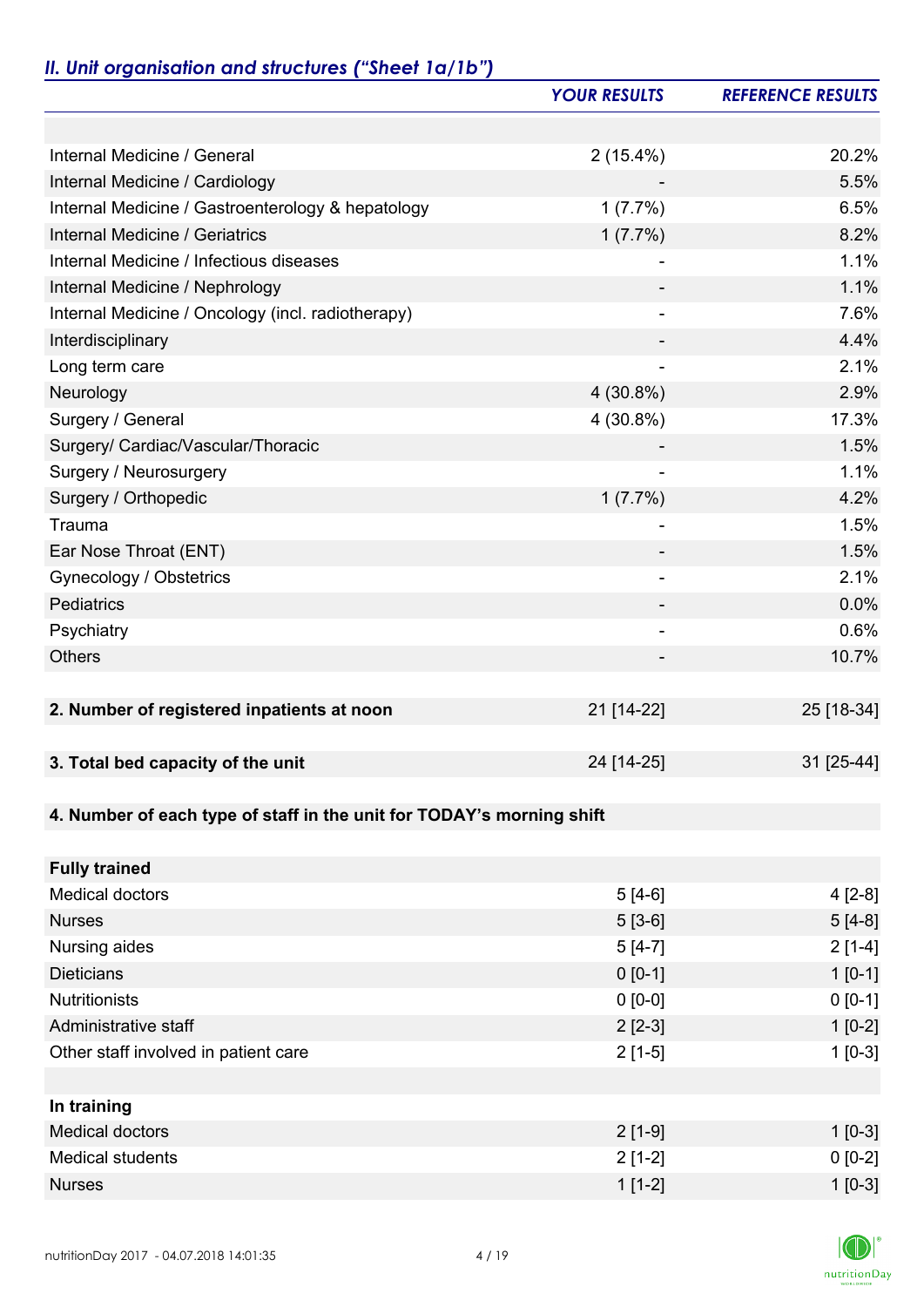## *II. Unit organisation and structures ("Sheet 1a/1b")*

| | *YOUR RESULTS* | *REFERENCE RESULTS* |
|---|---|---|
| | | |
| Internal Medicine / General | 2 (15.4%) | 20.2% |
| Internal Medicine / Cardiology | - | 5.5% |
| Internal Medicine / Gastroenterology & hepatology | 1 (7.7%) | 6.5% |
| Internal Medicine / Geriatrics | 1 (7.7%) | 8.2% |
| Internal Medicine / Infectious diseases | - | 1.1% |
| Internal Medicine / Nephrology | - | 1.1% |
| Internal Medicine / Oncology (incl. radiotherapy) | - | 7.6% |
| Interdisciplinary | - | 4.4% |
| Long term care | - | 2.1% |
| Neurology | 4 (30.8%) | 2.9% |
| Surgery / General | 4 (30.8%) | 17.3% |
| Surgery/ Cardiac/Vascular/Thoracic | - | 1.5% |
| Surgery / Neurosurgery | - | 1.1% |
| Surgery / Orthopedic | 1 (7.7%) | 4.2% |
| Trauma | - | 1.5% |
| Ear Nose Throat (ENT) | - | 1.5% |
| Gynecology / Obstetrics | - | 2.1% |
| Pediatrics | - | 0.0% |
| Psychiatry | - | 0.6% |
| Others | - | 10.7% |
| | | |
| **2. Number of registered inpatients at noon** | 21 [14-22] | 25 [18-34] |
| | | |
| **3. Total bed capacity of the unit** | 24 [14-25] | 31 [25-44] |
| | | |
| **4. Number of each type of staff in the unit for TODAY's morning shift** | | |
| | | |
| **Fully trained** | | |
| Medical doctors | 5 [4-6] | 4 [2-8] |
| Nurses | 5 [3-6] | 5 [4-8] |
| Nursing aides | 5 [4-7] | 2 [1-4] |
| Dieticians | 0 [0-1] | 1 [0-1] |
| Nutritionists | 0 [0-0] | 0 [0-1] |
| Administrative staff | 2 [2-3] | 1 [0-2] |
| Other staff involved in patient care | 2 [1-5] | 1 [0-3] |
| | | |
| **In training** | | |
| Medical doctors | 2 [1-9] | 1 [0-3] |
| Medical students | 2 [1-2] | 0 [0-2] |
| Nurses | 1 [1-2] | 1 [0-3] |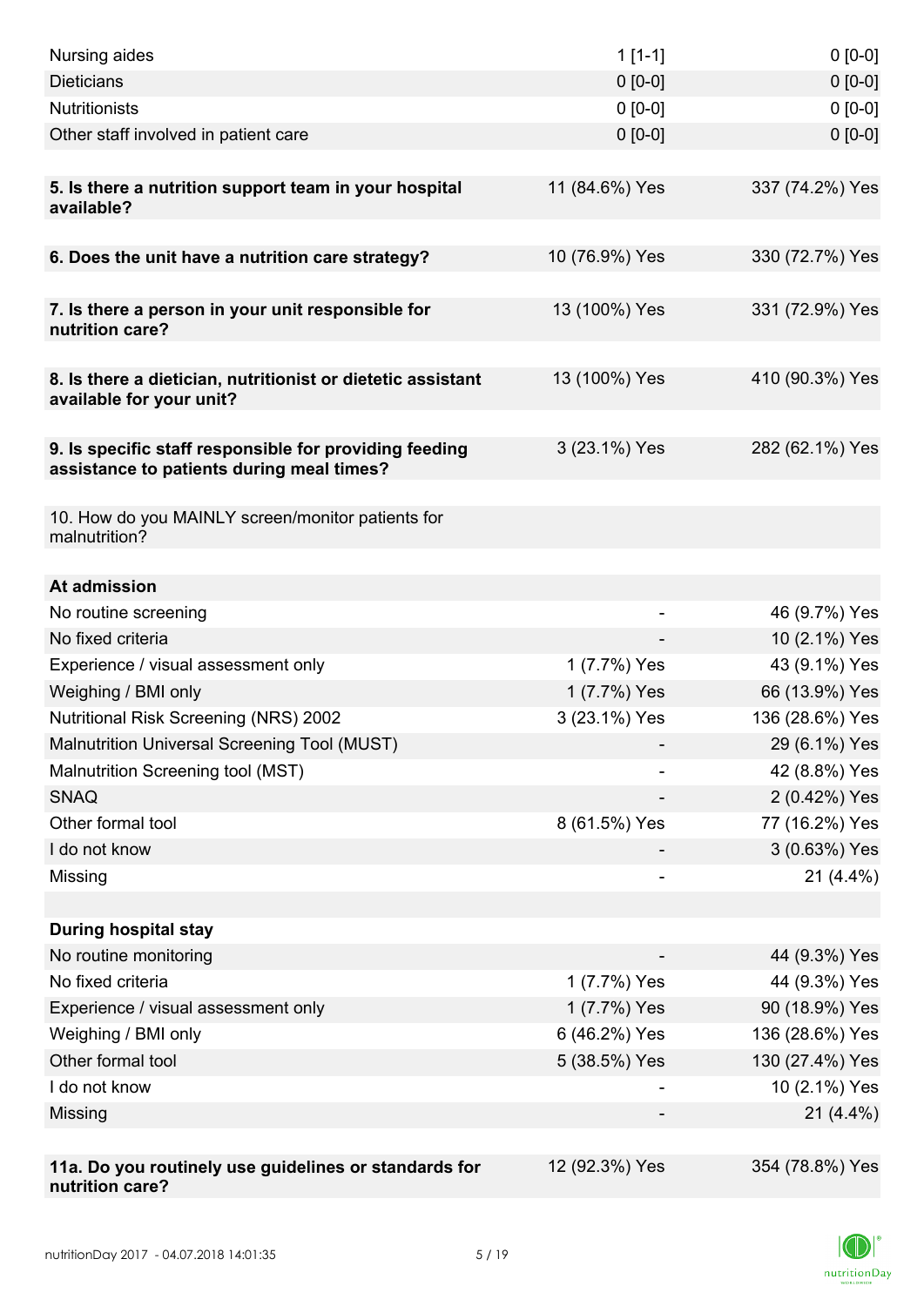| | | |
|---|---|---|
| Nursing aides | 1 [1-1] | 0 [0-0] |
| Dieticians | 0 [0-0] | 0 [0-0] |
| Nutritionists | 0 [0-0] | 0 [0-0] |
| Other staff involved in patient care | 0 [0-0] | 0 [0-0] |
| | | |
| **5. Is there a nutrition support team in your hospital available?** | 11 (84.6%) Yes | 337 (74.2%) Yes |
| | | |
| **6. Does the unit have a nutrition care strategy?** | 10 (76.9%) Yes | 330 (72.7%) Yes |
| | | |
| **7. Is there a person in your unit responsible for nutrition care?** | 13 (100%) Yes | 331 (72.9%) Yes |
| | | |
| **8. Is there a dietician, nutritionist or dietetic assistant available for your unit?** | 13 (100%) Yes | 410 (90.3%) Yes |
| | | |
| **9. Is specific staff responsible for providing feeding assistance to patients during meal times?** | 3 (23.1%) Yes | 282 (62.1%) Yes |
| | | |
| 10. How do you MAINLY screen/monitor patients for malnutrition? | | |
| | | |
| **At admission** | | |
| No routine screening | - | 46 (9.7%) Yes |
| No fixed criteria | - | 10 (2.1%) Yes |
| Experience / visual assessment only | 1 (7.7%) Yes | 43 (9.1%) Yes |
| Weighing / BMI only | 1 (7.7%) Yes | 66 (13.9%) Yes |
| Nutritional Risk Screening (NRS) 2002 | 3 (23.1%) Yes | 136 (28.6%) Yes |
| Malnutrition Universal Screening Tool (MUST) | - | 29 (6.1%) Yes |
| Malnutrition Screening tool (MST) | - | 42 (8.8%) Yes |
| SNAQ | - | 2 (0.42%) Yes |
| Other formal tool | 8 (61.5%) Yes | 77 (16.2%) Yes |
| I do not know | - | 3 (0.63%) Yes |
| Missing | - | 21 (4.4%) |
| | | |
| **During hospital stay** | | |
| No routine monitoring | - | 44 (9.3%) Yes |
| No fixed criteria | 1 (7.7%) Yes | 44 (9.3%) Yes |
| Experience / visual assessment only | 1 (7.7%) Yes | 90 (18.9%) Yes |
| Weighing / BMI only | 6 (46.2%) Yes | 136 (28.6%) Yes |
| Other formal tool | 5 (38.5%) Yes | 130 (27.4%) Yes |
| I do not know | - | 10 (2.1%) Yes |
| Missing | - | 21 (4.4%) |
| | | |
| **11a. Do you routinely use guidelines or standards for nutrition care?** | 12 (92.3%) Yes | 354 (78.8%) Yes |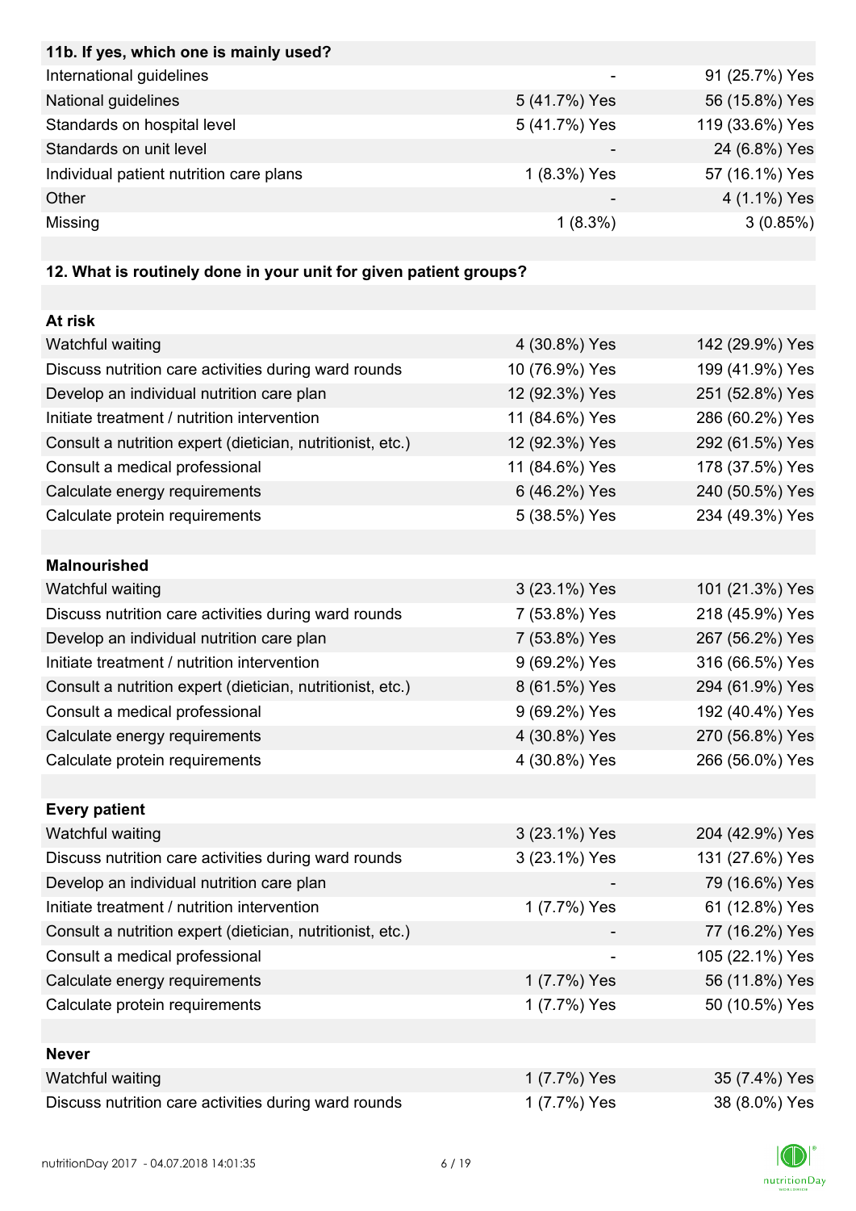| 11b. If yes, which one is mainly used? | | |
|---|---|---|
| International guidelines | - | 91 (25.7%) Yes |
| National guidelines | 5 (41.7%) Yes | 56 (15.8%) Yes |
| Standards on hospital level | 5 (41.7%) Yes | 119 (33.6%) Yes |
| Standards on unit level | - | 24 (6.8%) Yes |
| Individual patient nutrition care plans | 1 (8.3%) Yes | 57 (16.1%) Yes |
| Other | - | 4 (1.1%) Yes |
| Missing | 1 (8.3%) | 3 (0.85%) |

| 12. What is routinely done in your unit for given patient groups? | | |
|---|---|---|
| **At risk** | | |
| Watchful waiting | 4 (30.8%) Yes | 142 (29.9%) Yes |
| Discuss nutrition care activities during ward rounds | 10 (76.9%) Yes | 199 (41.9%) Yes |
| Develop an individual nutrition care plan | 12 (92.3%) Yes | 251 (52.8%) Yes |
| Initiate treatment / nutrition intervention | 11 (84.6%) Yes | 286 (60.2%) Yes |
| Consult a nutrition expert (dietician, nutritionist, etc.) | 12 (92.3%) Yes | 292 (61.5%) Yes |
| Consult a medical professional | 11 (84.6%) Yes | 178 (37.5%) Yes |
| Calculate energy requirements | 6 (46.2%) Yes | 240 (50.5%) Yes |
| Calculate protein requirements | 5 (38.5%) Yes | 234 (49.3%) Yes |
| **Malnourished** | | |
| Watchful waiting | 3 (23.1%) Yes | 101 (21.3%) Yes |
| Discuss nutrition care activities during ward rounds | 7 (53.8%) Yes | 218 (45.9%) Yes |
| Develop an individual nutrition care plan | 7 (53.8%) Yes | 267 (56.2%) Yes |
| Initiate treatment / nutrition intervention | 9 (69.2%) Yes | 316 (66.5%) Yes |
| Consult a nutrition expert (dietician, nutritionist, etc.) | 8 (61.5%) Yes | 294 (61.9%) Yes |
| Consult a medical professional | 9 (69.2%) Yes | 192 (40.4%) Yes |
| Calculate energy requirements | 4 (30.8%) Yes | 270 (56.8%) Yes |
| Calculate protein requirements | 4 (30.8%) Yes | 266 (56.0%) Yes |
| **Every patient** | | |
| Watchful waiting | 3 (23.1%) Yes | 204 (42.9%) Yes |
| Discuss nutrition care activities during ward rounds | 3 (23.1%) Yes | 131 (27.6%) Yes |
| Develop an individual nutrition care plan | - | 79 (16.6%) Yes |
| Initiate treatment / nutrition intervention | 1 (7.7%) Yes | 61 (12.8%) Yes |
| Consult a nutrition expert (dietician, nutritionist, etc.) | - | 77 (16.2%) Yes |
| Consult a medical professional | - | 105 (22.1%) Yes |
| Calculate energy requirements | 1 (7.7%) Yes | 56 (11.8%) Yes |
| Calculate protein requirements | 1 (7.7%) Yes | 50 (10.5%) Yes |
| **Never** | | |
| Watchful waiting | 1 (7.7%) Yes | 35 (7.4%) Yes |
| Discuss nutrition care activities during ward rounds | 1 (7.7%) Yes | 38 (8.0%) Yes |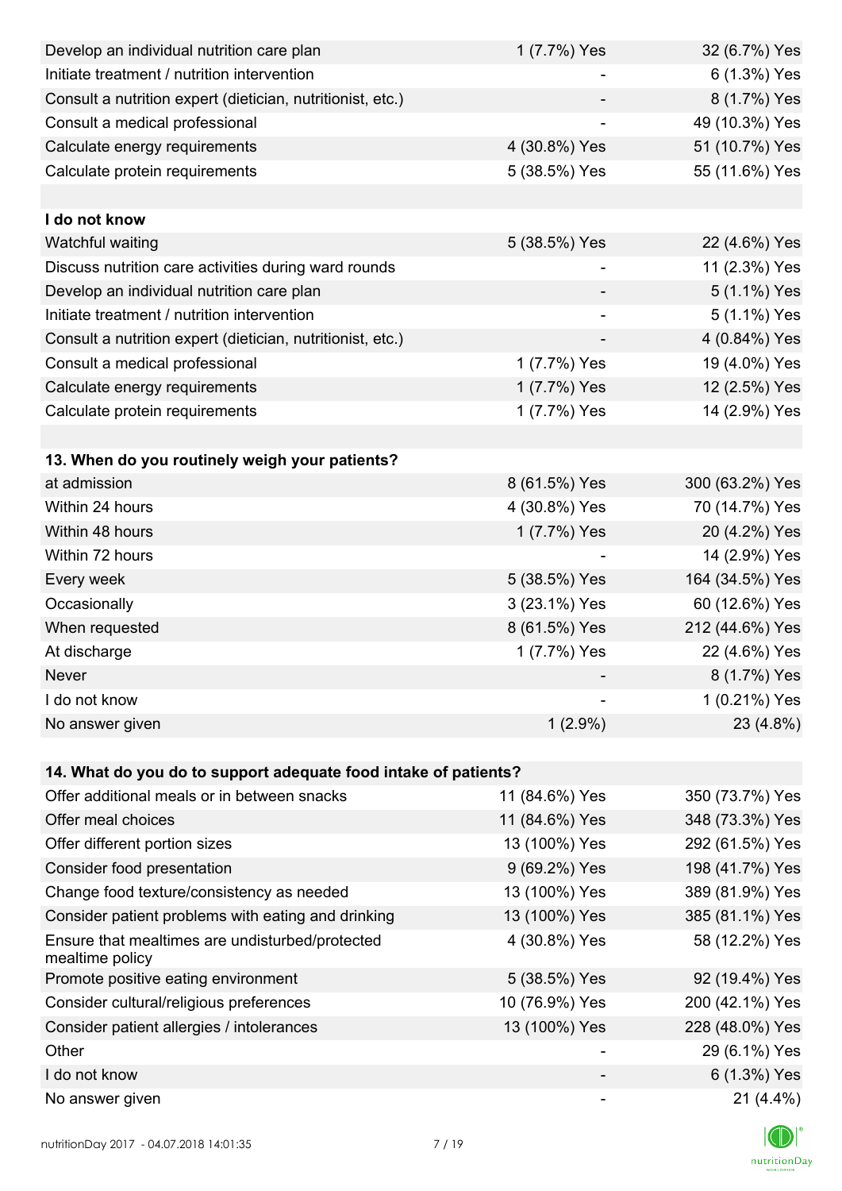| | | |
|---|---|---|
| Develop an individual nutrition care plan | 1 (7.7%) Yes | 32 (6.7%) Yes |
| Initiate treatment / nutrition intervention | - | 6 (1.3%) Yes |
| Consult a nutrition expert (dietician, nutritionist, etc.) | - | 8 (1.7%) Yes |
| Consult a medical professional | - | 49 (10.3%) Yes |
| Calculate energy requirements | 4 (30.8%) Yes | 51 (10.7%) Yes |
| Calculate protein requirements | 5 (38.5%) Yes | 55 (11.6%) Yes |
| | | |
| **I do not know** | | |
| Watchful waiting | 5 (38.5%) Yes | 22 (4.6%) Yes |
| Discuss nutrition care activities during ward rounds | - | 11 (2.3%) Yes |
| Develop an individual nutrition care plan | - | 5 (1.1%) Yes |
| Initiate treatment / nutrition intervention | - | 5 (1.1%) Yes |
| Consult a nutrition expert (dietician, nutritionist, etc.) | - | 4 (0.84%) Yes |
| Consult a medical professional | 1 (7.7%) Yes | 19 (4.0%) Yes |
| Calculate energy requirements | 1 (7.7%) Yes | 12 (2.5%) Yes |
| Calculate protein requirements | 1 (7.7%) Yes | 14 (2.9%) Yes |

| **13. When do you routinely weigh your patients?** | | |
|---|---|---|
| at admission | 8 (61.5%) Yes | 300 (63.2%) Yes |
| Within 24 hours | 4 (30.8%) Yes | 70 (14.7%) Yes |
| Within 48 hours | 1 (7.7%) Yes | 20 (4.2%) Yes |
| Within 72 hours | - | 14 (2.9%) Yes |
| Every week | 5 (38.5%) Yes | 164 (34.5%) Yes |
| Occasionally | 3 (23.1%) Yes | 60 (12.6%) Yes |
| When requested | 8 (61.5%) Yes | 212 (44.6%) Yes |
| At discharge | 1 (7.7%) Yes | 22 (4.6%) Yes |
| Never | - | 8 (1.7%) Yes |
| I do not know | - | 1 (0.21%) Yes |
| No answer given | 1 (2.9%) | 23 (4.8%) |

| **14. What do you do to support adequate food intake of patients?** | | |
|---|---|---|
| Offer additional meals or in between snacks | 11 (84.6%) Yes | 350 (73.7%) Yes |
| Offer meal choices | 11 (84.6%) Yes | 348 (73.3%) Yes |
| Offer different portion sizes | 13 (100%) Yes | 292 (61.5%) Yes |
| Consider food presentation | 9 (69.2%) Yes | 198 (41.7%) Yes |
| Change food texture/consistency as needed | 13 (100%) Yes | 389 (81.9%) Yes |
| Consider patient problems with eating and drinking | 13 (100%) Yes | 385 (81.1%) Yes |
| Ensure that mealtimes are undisturbed/protected mealtime policy | 4 (30.8%) Yes | 58 (12.2%) Yes |
| Promote positive eating environment | 5 (38.5%) Yes | 92 (19.4%) Yes |
| Consider cultural/religious preferences | 10 (76.9%) Yes | 200 (42.1%) Yes |
| Consider patient allergies / intolerances | 13 (100%) Yes | 228 (48.0%) Yes |
| Other | - | 29 (6.1%) Yes |
| I do not know | - | 6 (1.3%) Yes |
| No answer given | - | 21 (4.4%) |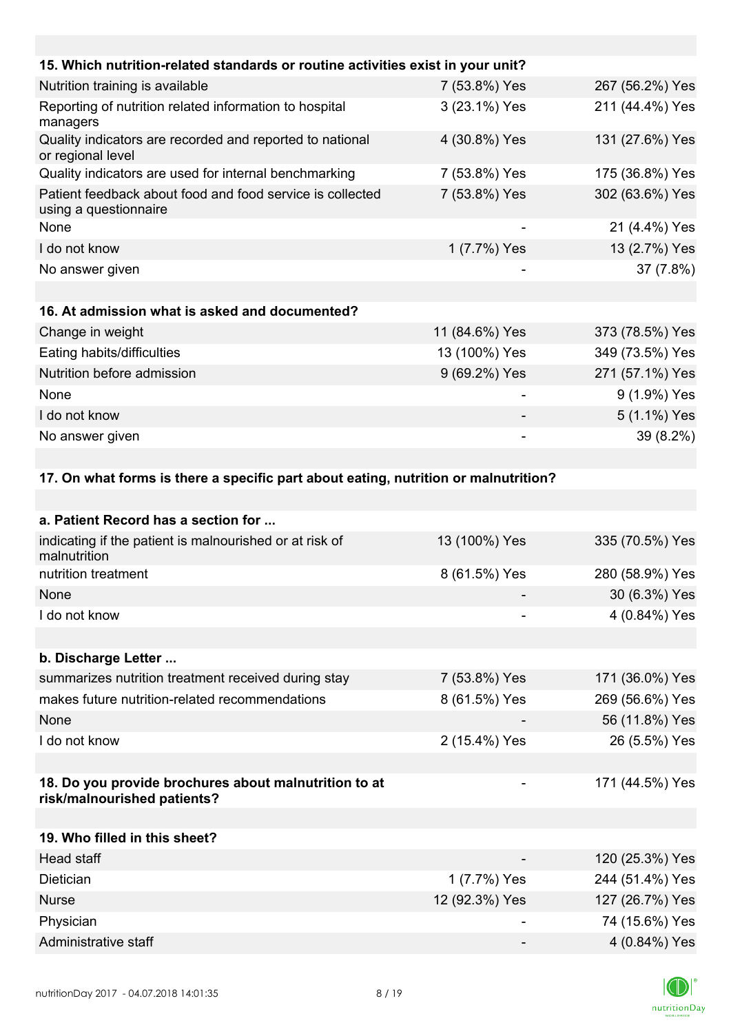| 15. Which nutrition-related standards or routine activities exist in your unit? | | |
|---|---|---|
| Nutrition training is available | 7 (53.8%) Yes | 267 (56.2%) Yes |
| Reporting of nutrition related information to hospital managers | 3 (23.1%) Yes | 211 (44.4%) Yes |
| Quality indicators are recorded and reported to national or regional level | 4 (30.8%) Yes | 131 (27.6%) Yes |
| Quality indicators are used for internal benchmarking | 7 (53.8%) Yes | 175 (36.8%) Yes |
| Patient feedback about food and food service is collected using a questionnaire | 7 (53.8%) Yes | 302 (63.6%) Yes |
| None | - | 21 (4.4%) Yes |
| I do not know | 1 (7.7%) Yes | 13 (2.7%) Yes |
| No answer given | - | 37 (7.8%) |

| 16. At admission what is asked and documented? | | |
|---|---|---|
| Change in weight | 11 (84.6%) Yes | 373 (78.5%) Yes |
| Eating habits/difficulties | 13 (100%) Yes | 349 (73.5%) Yes |
| Nutrition before admission | 9 (69.2%) Yes | 271 (57.1%) Yes |
| None | - | 9 (1.9%) Yes |
| I do not know | - | 5 (1.1%) Yes |
| No answer given | - | 39 (8.2%) |

**17. On what forms is there a specific part about eating, nutrition or malnutrition?**

| a. Patient Record has a section for ... | | |
|---|---|---|
| indicating if the patient is malnourished or at risk of malnutrition | 13 (100%) Yes | 335 (70.5%) Yes |
| nutrition treatment | 8 (61.5%) Yes | 280 (58.9%) Yes |
| None | - | 30 (6.3%) Yes |
| I do not know | - | 4 (0.84%) Yes |

| b. Discharge Letter ... | | |
|---|---|---|
| summarizes nutrition treatment received during stay | 7 (53.8%) Yes | 171 (36.0%) Yes |
| makes future nutrition-related recommendations | 8 (61.5%) Yes | 269 (56.6%) Yes |
| None | - | 56 (11.8%) Yes |
| I do not know | 2 (15.4%) Yes | 26 (5.5%) Yes |

| 18. Do you provide brochures about malnutrition to at risk/malnourished patients? | - | 171 (44.5%) Yes |
|---|---|---|

| 19. Who filled in this sheet? | | |
|---|---|---|
| Head staff | - | 120 (25.3%) Yes |
| Dietician | 1 (7.7%) Yes | 244 (51.4%) Yes |
| Nurse | 12 (92.3%) Yes | 127 (26.7%) Yes |
| Physician | - | 74 (15.6%) Yes |
| Administrative staff | - | 4 (0.84%) Yes |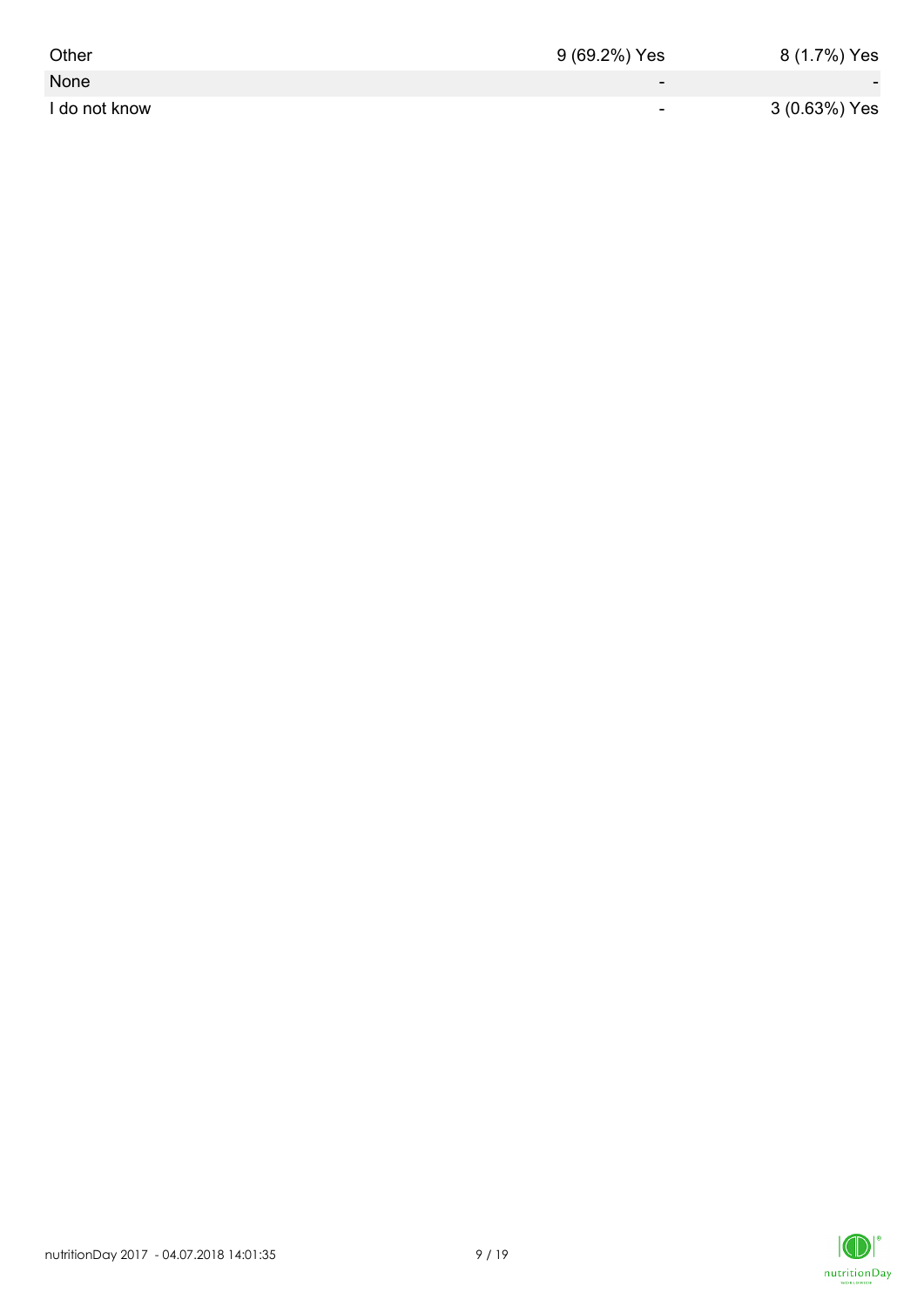| | | |
|---|---|---|
| Other | 9 (69.2%) Yes | 8 (1.7%) Yes |
| None | - | - |
| I do not know | - | 3 (0.63%) Yes |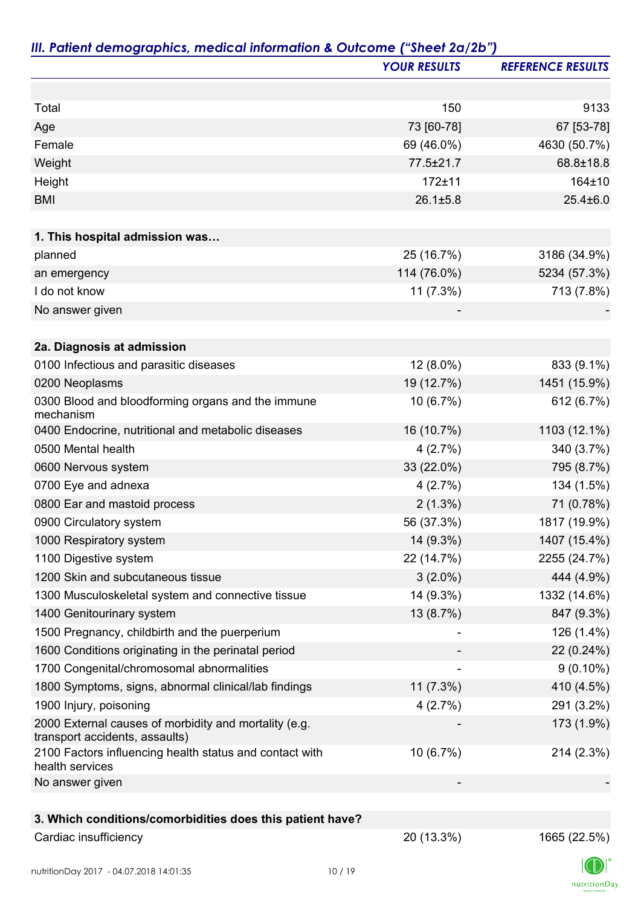## *III. Patient demographics, medical information & Outcome ("Sheet 2a/2b")*

| | *YOUR RESULTS* | *REFERENCE RESULTS* |
|---|---|---|
| | | |
| Total | 150 | 9133 |
| Age | 73 [60-78] | 67 [53-78] |
| Female | 69 (46.0%) | 4630 (50.7%) |
| Weight | 77.5±21.7 | 68.8±18.8 |
| Height | 172±11 | 164±10 |
| BMI | 26.1±5.8 | 25.4±6.0 |
| | | |
| **1. This hospital admission was…** | | |
| planned | 25 (16.7%) | 3186 (34.9%) |
| an emergency | 114 (76.0%) | 5234 (57.3%) |
| I do not know | 11 (7.3%) | 713 (7.8%) |
| No answer given | - | - |
| | | |
| **2a. Diagnosis at admission** | | |
| 0100 Infectious and parasitic diseases | 12 (8.0%) | 833 (9.1%) |
| 0200 Neoplasms | 19 (12.7%) | 1451 (15.9%) |
| 0300 Blood and bloodforming organs and the immune mechanism | 10 (6.7%) | 612 (6.7%) |
| 0400 Endocrine, nutritional and metabolic diseases | 16 (10.7%) | 1103 (12.1%) |
| 0500 Mental health | 4 (2.7%) | 340 (3.7%) |
| 0600 Nervous system | 33 (22.0%) | 795 (8.7%) |
| 0700 Eye and adnexa | 4 (2.7%) | 134 (1.5%) |
| 0800 Ear and mastoid process | 2 (1.3%) | 71 (0.78%) |
| 0900 Circulatory system | 56 (37.3%) | 1817 (19.9%) |
| 1000 Respiratory system | 14 (9.3%) | 1407 (15.4%) |
| 1100 Digestive system | 22 (14.7%) | 2255 (24.7%) |
| 1200 Skin and subcutaneous tissue | 3 (2.0%) | 444 (4.9%) |
| 1300 Musculoskeletal system and connective tissue | 14 (9.3%) | 1332 (14.6%) |
| 1400 Genitourinary system | 13 (8.7%) | 847 (9.3%) |
| 1500 Pregnancy, childbirth and the puerperium | - | 126 (1.4%) |
| 1600 Conditions originating in the perinatal period | - | 22 (0.24%) |
| 1700 Congenital/chromosomal abnormalities | - | 9 (0.10%) |
| 1800 Symptoms, signs, abnormal clinical/lab findings | 11 (7.3%) | 410 (4.5%) |
| 1900 Injury, poisoning | 4 (2.7%) | 291 (3.2%) |
| 2000 External causes of morbidity and mortality (e.g. transport accidents, assaults) | - | 173 (1.9%) |
| 2100 Factors influencing health status and contact with health services | 10 (6.7%) | 214 (2.3%) |
| No answer given | - | - |
| | | |
| **3. Which conditions/comorbidities does this patient have?** | | |
| Cardiac insufficiency | 20 (13.3%) | 1665 (22.5%) |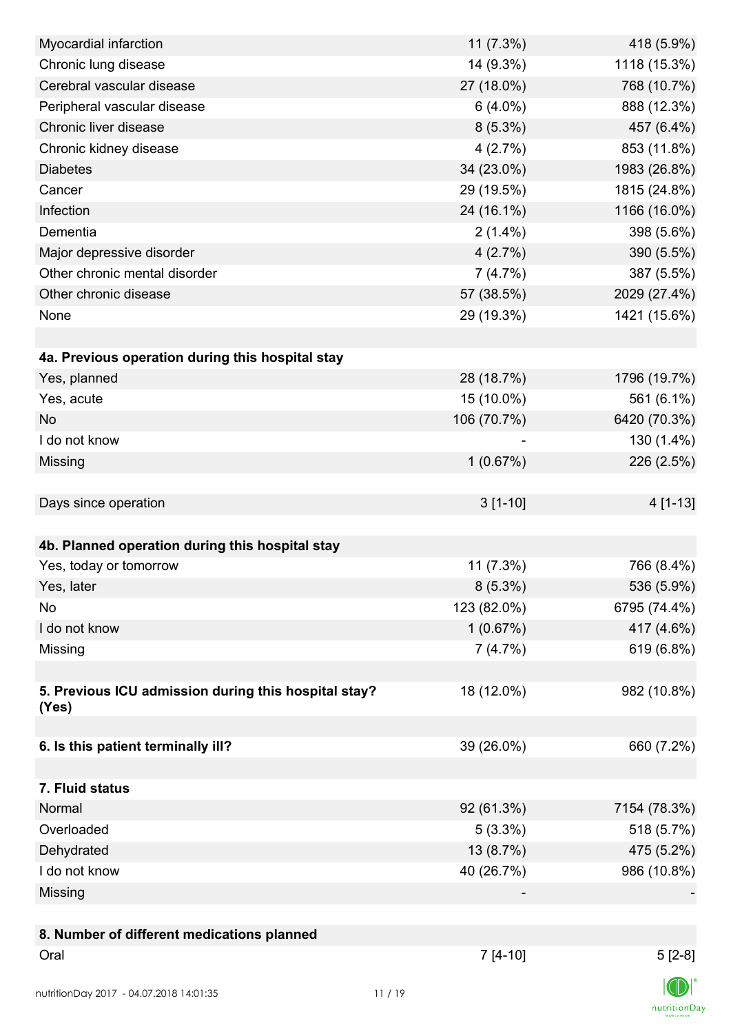| | | |
|---|---|---|
| Myocardial infarction | 11 (7.3%) | 418 (5.9%) |
| Chronic lung disease | 14 (9.3%) | 1118 (15.3%) |
| Cerebral vascular disease | 27 (18.0%) | 768 (10.7%) |
| Peripheral vascular disease | 6 (4.0%) | 888 (12.3%) |
| Chronic liver disease | 8 (5.3%) | 457 (6.4%) |
| Chronic kidney disease | 4 (2.7%) | 853 (11.8%) |
| Diabetes | 34 (23.0%) | 1983 (26.8%) |
| Cancer | 29 (19.5%) | 1815 (24.8%) |
| Infection | 24 (16.1%) | 1166 (16.0%) |
| Dementia | 2 (1.4%) | 398 (5.6%) |
| Major depressive disorder | 4 (2.7%) | 390 (5.5%) |
| Other chronic mental disorder | 7 (4.7%) | 387 (5.5%) |
| Other chronic disease | 57 (38.5%) | 2029 (27.4%) |
| None | 29 (19.3%) | 1421 (15.6%) |
| | | |
| **4a. Previous operation during this hospital stay** | | |
| Yes, planned | 28 (18.7%) | 1796 (19.7%) |
| Yes, acute | 15 (10.0%) | 561 (6.1%) |
| No | 106 (70.7%) | 6420 (70.3%) |
| I do not know | - | 130 (1.4%) |
| Missing | 1 (0.67%) | 226 (2.5%) |
| | | |
| Days since operation | 3 [1-10] | 4 [1-13] |
| | | |
| **4b. Planned operation during this hospital stay** | | |
| Yes, today or tomorrow | 11 (7.3%) | 766 (8.4%) |
| Yes, later | 8 (5.3%) | 536 (5.9%) |
| No | 123 (82.0%) | 6795 (74.4%) |
| I do not know | 1 (0.67%) | 417 (4.6%) |
| Missing | 7 (4.7%) | 619 (6.8%) |
| | | |
| **5. Previous ICU admission during this hospital stay? (Yes)** | 18 (12.0%) | 982 (10.8%) |
| | | |
| **6. Is this patient terminally ill?** | 39 (26.0%) | 660 (7.2%) |
| | | |
| **7. Fluid status** | | |
| Normal | 92 (61.3%) | 7154 (78.3%) |
| Overloaded | 5 (3.3%) | 518 (5.7%) |
| Dehydrated | 13 (8.7%) | 475 (5.2%) |
| I do not know | 40 (26.7%) | 986 (10.8%) |
| Missing | - | - |
| | | |
| **8. Number of different medications planned** | | |
| Oral | 7 [4-10] | 5 [2-8] |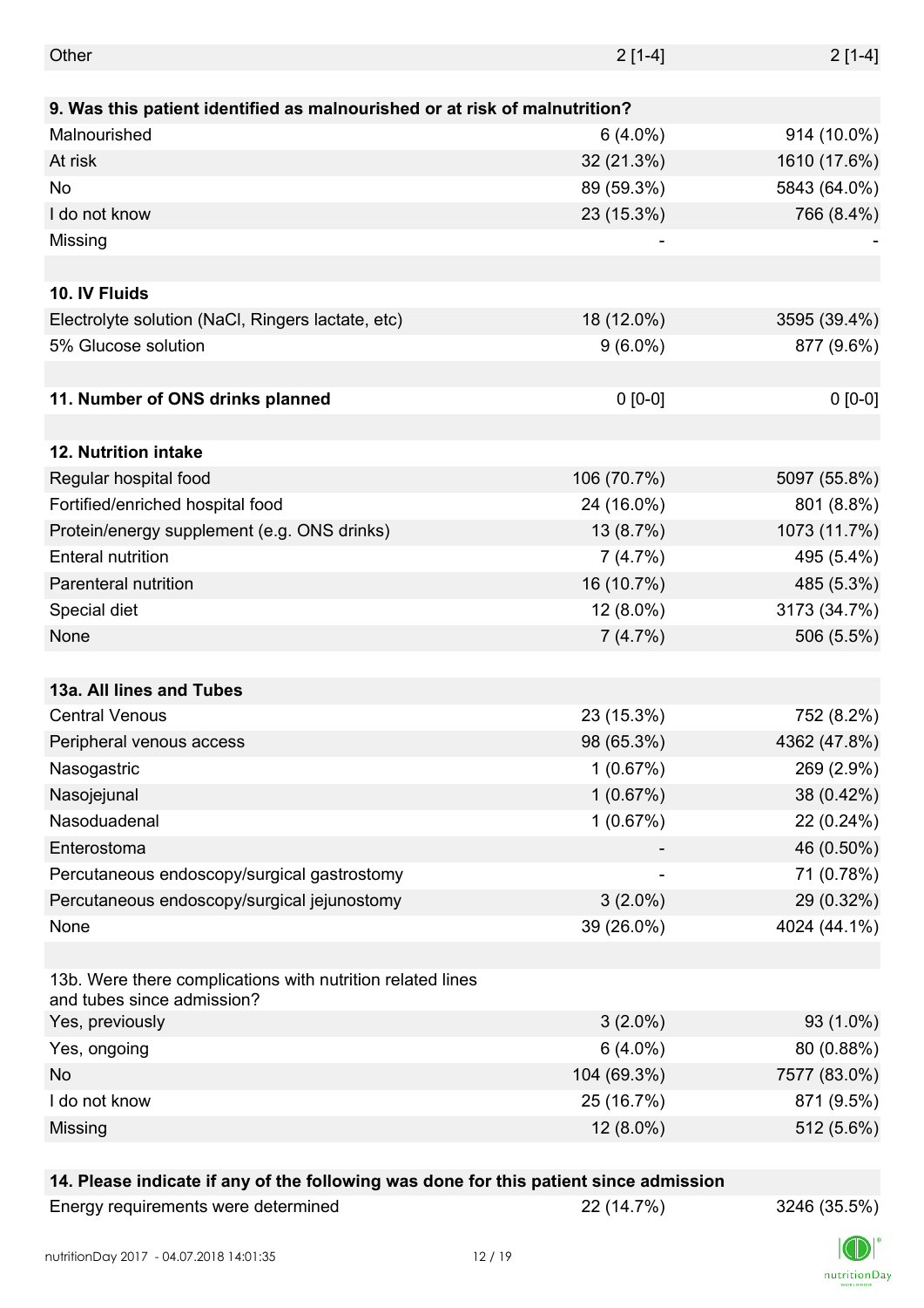| | | |
|---|---|---|
| Other | 2 [1-4] | 2 [1-4] |
| | | |
| **9. Was this patient identified as malnourished or at risk of malnutrition?** | | |
| Malnourished | 6 (4.0%) | 914 (10.0%) |
| At risk | 32 (21.3%) | 1610 (17.6%) |
| No | 89 (59.3%) | 5843 (64.0%) |
| I do not know | 23 (15.3%) | 766 (8.4%) |
| Missing | - | - |
| | | |
| **10. IV Fluids** | | |
| Electrolyte solution (NaCl, Ringers lactate, etc) | 18 (12.0%) | 3595 (39.4%) |
| 5% Glucose solution | 9 (6.0%) | 877 (9.6%) |
| | | |
| **11. Number of ONS drinks planned** | 0 [0-0] | 0 [0-0] |
| | | |
| **12. Nutrition intake** | | |
| Regular hospital food | 106 (70.7%) | 5097 (55.8%) |
| Fortified/enriched hospital food | 24 (16.0%) | 801 (8.8%) |
| Protein/energy supplement (e.g. ONS drinks) | 13 (8.7%) | 1073 (11.7%) |
| Enteral nutrition | 7 (4.7%) | 495 (5.4%) |
| Parenteral nutrition | 16 (10.7%) | 485 (5.3%) |
| Special diet | 12 (8.0%) | 3173 (34.7%) |
| None | 7 (4.7%) | 506 (5.5%) |
| | | |
| **13a. All lines and Tubes** | | |
| Central Venous | 23 (15.3%) | 752 (8.2%) |
| Peripheral venous access | 98 (65.3%) | 4362 (47.8%) |
| Nasogastric | 1 (0.67%) | 269 (2.9%) |
| Nasojejunal | 1 (0.67%) | 38 (0.42%) |
| Nasoduadenal | 1 (0.67%) | 22 (0.24%) |
| Enterostoma | - | 46 (0.50%) |
| Percutaneous endoscopy/surgical gastrostomy | - | 71 (0.78%) |
| Percutaneous endoscopy/surgical jejunostomy | 3 (2.0%) | 29 (0.32%) |
| None | 39 (26.0%) | 4024 (44.1%) |
| | | |
| 13b. Were there complications with nutrition related lines and tubes since admission? | | |
| Yes, previously | 3 (2.0%) | 93 (1.0%) |
| Yes, ongoing | 6 (4.0%) | 80 (0.88%) |
| No | 104 (69.3%) | 7577 (83.0%) |
| I do not know | 25 (16.7%) | 871 (9.5%) |
| Missing | 12 (8.0%) | 512 (5.6%) |
| | | |
| **14. Please indicate if any of the following was done for this patient since admission** | | |
| Energy requirements were determined | 22 (14.7%) | 3246 (35.5%) |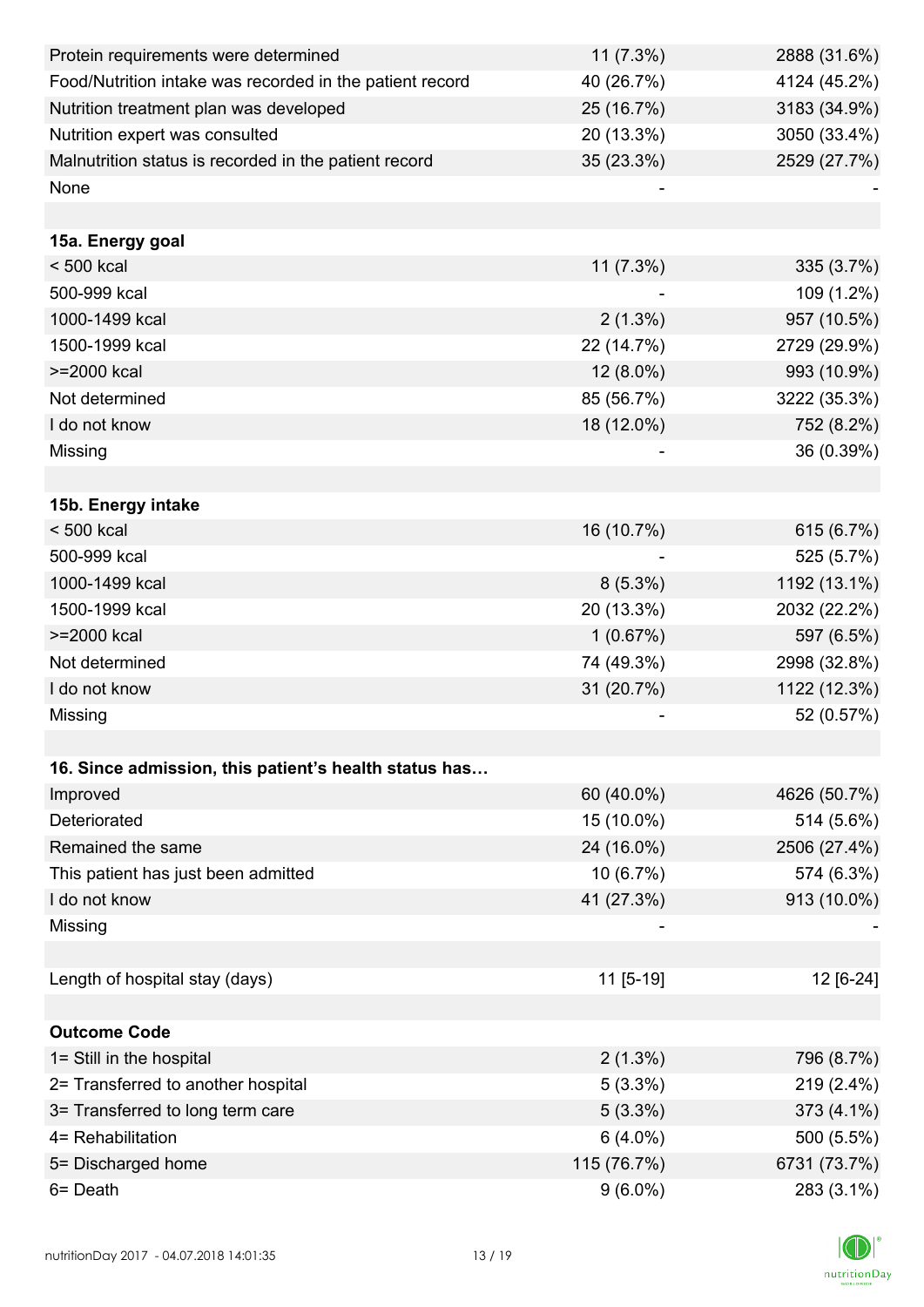| | | |
|---|---|---|
| Protein requirements were determined | 11 (7.3%) | 2888 (31.6%) |
| Food/Nutrition intake was recorded in the patient record | 40 (26.7%) | 4124 (45.2%) |
| Nutrition treatment plan was developed | 25 (16.7%) | 3183 (34.9%) |
| Nutrition expert was consulted | 20 (13.3%) | 3050 (33.4%) |
| Malnutrition status is recorded in the patient record | 35 (23.3%) | 2529 (27.7%) |
| None | - | - |
| | | |
| **15a. Energy goal** | | |
| < 500 kcal | 11 (7.3%) | 335 (3.7%) |
| 500-999 kcal | - | 109 (1.2%) |
| 1000-1499 kcal | 2 (1.3%) | 957 (10.5%) |
| 1500-1999 kcal | 22 (14.7%) | 2729 (29.9%) |
| >=2000 kcal | 12 (8.0%) | 993 (10.9%) |
| Not determined | 85 (56.7%) | 3222 (35.3%) |
| I do not know | 18 (12.0%) | 752 (8.2%) |
| Missing | - | 36 (0.39%) |
| | | |
| **15b. Energy intake** | | |
| < 500 kcal | 16 (10.7%) | 615 (6.7%) |
| 500-999 kcal | - | 525 (5.7%) |
| 1000-1499 kcal | 8 (5.3%) | 1192 (13.1%) |
| 1500-1999 kcal | 20 (13.3%) | 2032 (22.2%) |
| >=2000 kcal | 1 (0.67%) | 597 (6.5%) |
| Not determined | 74 (49.3%) | 2998 (32.8%) |
| I do not know | 31 (20.7%) | 1122 (12.3%) |
| Missing | - | 52 (0.57%) |
| | | |
| **16. Since admission, this patient's health status has…** | | |
| Improved | 60 (40.0%) | 4626 (50.7%) |
| Deteriorated | 15 (10.0%) | 514 (5.6%) |
| Remained the same | 24 (16.0%) | 2506 (27.4%) |
| This patient has just been admitted | 10 (6.7%) | 574 (6.3%) |
| I do not know | 41 (27.3%) | 913 (10.0%) |
| Missing | - | - |
| | | |
| Length of hospital stay (days) | 11 [5-19] | 12 [6-24] |
| | | |
| **Outcome Code** | | |
| 1= Still in the hospital | 2 (1.3%) | 796 (8.7%) |
| 2= Transferred to another hospital | 5 (3.3%) | 219 (2.4%) |
| 3= Transferred to long term care | 5 (3.3%) | 373 (4.1%) |
| 4= Rehabilitation | 6 (4.0%) | 500 (5.5%) |
| 5= Discharged home | 115 (76.7%) | 6731 (73.7%) |
| 6= Death | 9 (6.0%) | 283 (3.1%) |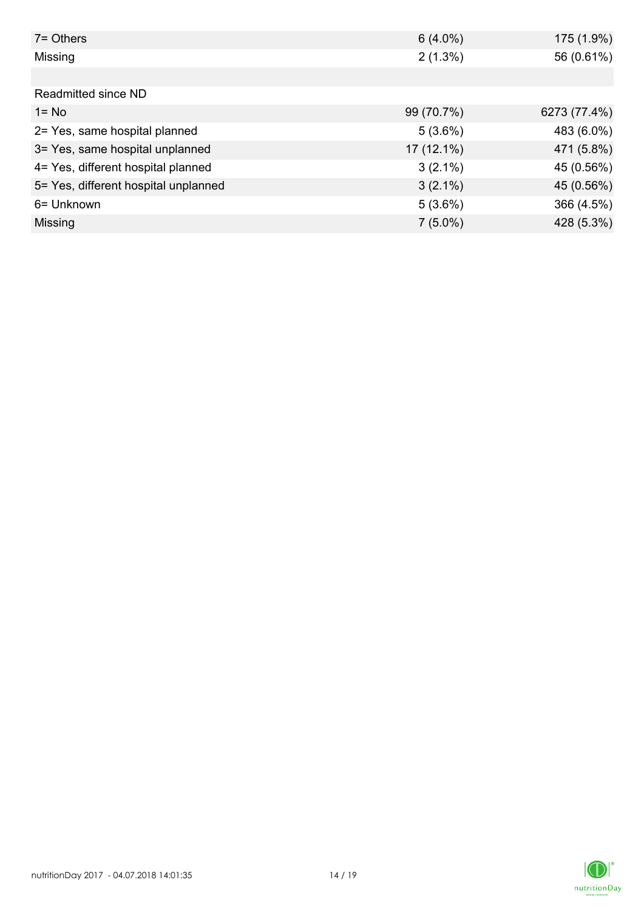| | | |
|---|---|---|
| 7= Others | 6 (4.0%) | 175 (1.9%) |
| Missing | 2 (1.3%) | 56 (0.61%) |
| | | |
| Readmitted since ND | | |
| 1= No | 99 (70.7%) | 6273 (77.4%) |
| 2= Yes, same hospital planned | 5 (3.6%) | 483 (6.0%) |
| 3= Yes, same hospital unplanned | 17 (12.1%) | 471 (5.8%) |
| 4= Yes, different hospital planned | 3 (2.1%) | 45 (0.56%) |
| 5= Yes, different hospital unplanned | 3 (2.1%) | 45 (0.56%) |
| 6= Unknown | 5 (3.6%) | 366 (4.5%) |
| Missing | 7 (5.0%) | 428 (5.3%) |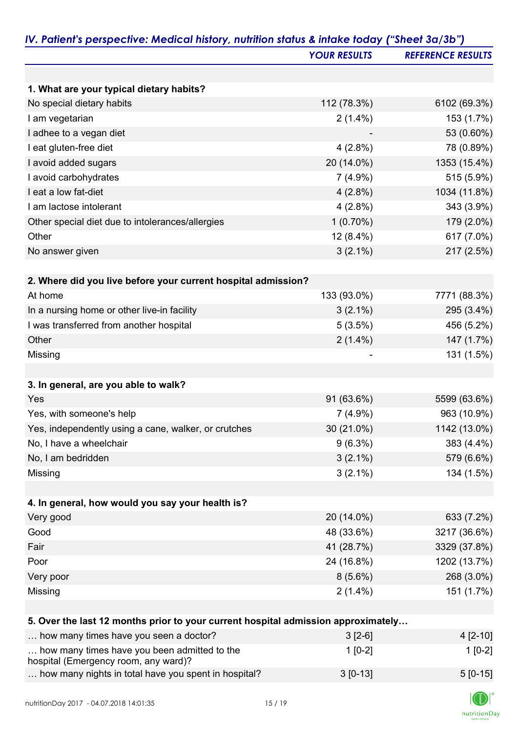## *IV. Patient's perspective: Medical history, nutrition status & intake today ("Sheet 3a/3b")*

| | *YOUR RESULTS* | *REFERENCE RESULTS* |
|---|---|---|
| **1. What are your typical dietary habits?** | | |
| No special dietary habits | 112 (78.3%) | 6102 (69.3%) |
| I am vegetarian | 2 (1.4%) | 153 (1.7%) |
| I adhee to a vegan diet | - | 53 (0.60%) |
| I eat gluten-free diet | 4 (2.8%) | 78 (0.89%) |
| I avoid added sugars | 20 (14.0%) | 1353 (15.4%) |
| I avoid carbohydrates | 7 (4.9%) | 515 (5.9%) |
| I eat a low fat-diet | 4 (2.8%) | 1034 (11.8%) |
| I am lactose intolerant | 4 (2.8%) | 343 (3.9%) |
| Other special diet due to intolerances/allergies | 1 (0.70%) | 179 (2.0%) |
| Other | 12 (8.4%) | 617 (7.0%) |
| No answer given | 3 (2.1%) | 217 (2.5%) |
| **2. Where did you live before your current hospital admission?** | | |
| At home | 133 (93.0%) | 7771 (88.3%) |
| In a nursing home or other live-in facility | 3 (2.1%) | 295 (3.4%) |
| I was transferred from another hospital | 5 (3.5%) | 456 (5.2%) |
| Other | 2 (1.4%) | 147 (1.7%) |
| Missing | - | 131 (1.5%) |
| **3. In general, are you able to walk?** | | |
| Yes | 91 (63.6%) | 5599 (63.6%) |
| Yes, with someone's help | 7 (4.9%) | 963 (10.9%) |
| Yes, independently using a cane, walker, or crutches | 30 (21.0%) | 1142 (13.0%) |
| No, I have a wheelchair | 9 (6.3%) | 383 (4.4%) |
| No, I am bedridden | 3 (2.1%) | 579 (6.6%) |
| Missing | 3 (2.1%) | 134 (1.5%) |
| **4. In general, how would you say your health is?** | | |
| Very good | 20 (14.0%) | 633 (7.2%) |
| Good | 48 (33.6%) | 3217 (36.6%) |
| Fair | 41 (28.7%) | 3329 (37.8%) |
| Poor | 24 (16.8%) | 1202 (13.7%) |
| Very poor | 8 (5.6%) | 268 (3.0%) |
| Missing | 2 (1.4%) | 151 (1.7%) |
| **5. Over the last 12 months prior to your current hospital admission approximately…** | | |
| … how many times have you seen a doctor? | 3 [2-6] | 4 [2-10] |
| … how many times have you been admitted to the hospital (Emergency room, any ward)? | 1 [0-2] | 1 [0-2] |
| … how many nights in total have you spent in hospital? | 3 [0-13] | 5 [0-15] |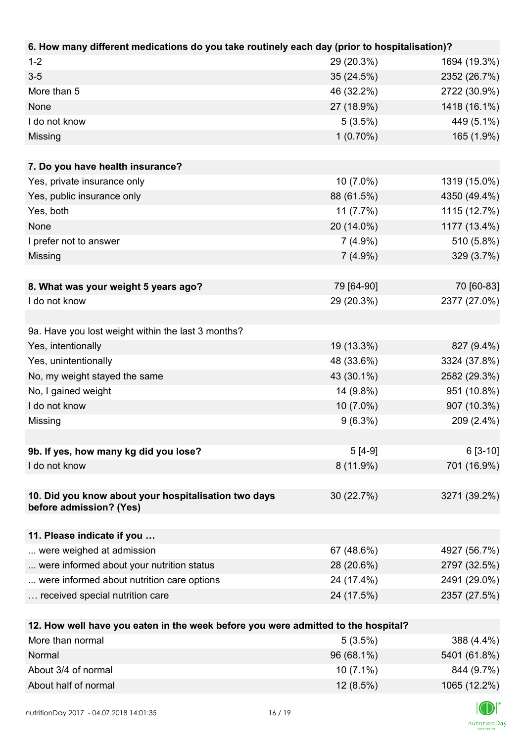| 6. How many different medications do you take routinely each day (prior to hospitalisation)? | | |
|---|---|---|
| 1-2 | 29 (20.3%) | 1694 (19.3%) |
| 3-5 | 35 (24.5%) | 2352 (26.7%) |
| More than 5 | 46 (32.2%) | 2722 (30.9%) |
| None | 27 (18.9%) | 1418 (16.1%) |
| I do not know | 5 (3.5%) | 449 (5.1%) |
| Missing | 1 (0.70%) | 165 (1.9%) |

| 7. Do you have health insurance? | | |
|---|---|---|
| Yes, private insurance only | 10 (7.0%) | 1319 (15.0%) |
| Yes, public insurance only | 88 (61.5%) | 4350 (49.4%) |
| Yes, both | 11 (7.7%) | 1115 (12.7%) |
| None | 20 (14.0%) | 1177 (13.4%) |
| I prefer not to answer | 7 (4.9%) | 510 (5.8%) |
| Missing | 7 (4.9%) | 329 (3.7%) |

| 8. What was your weight 5 years ago? | 79 [64-90] | 70 [60-83] |
|---|---|---|
| I do not know | 29 (20.3%) | 2377 (27.0%) |

| 9a. Have you lost weight within the last 3 months? | | |
|---|---|---|
| Yes, intentionally | 19 (13.3%) | 827 (9.4%) |
| Yes, unintentionally | 48 (33.6%) | 3324 (37.8%) |
| No, my weight stayed the same | 43 (30.1%) | 2582 (29.3%) |
| No, I gained weight | 14 (9.8%) | 951 (10.8%) |
| I do not know | 10 (7.0%) | 907 (10.3%) |
| Missing | 9 (6.3%) | 209 (2.4%) |

| 9b. If yes, how many kg did you lose? | 5 [4-9] | 6 [3-10] |
|---|---|---|
| I do not know | 8 (11.9%) | 701 (16.9%) |

| 10. Did you know about your hospitalisation two days before admission? (Yes) | 30 (22.7%) | 3271 (39.2%) |
|---|---|---|

| 11. Please indicate if you … | | |
|---|---|---|
| ... were weighed at admission | 67 (48.6%) | 4927 (56.7%) |
| ... were informed about your nutrition status | 28 (20.6%) | 2797 (32.5%) |
| ... were informed about nutrition care options | 24 (17.4%) | 2491 (29.0%) |
| … received special nutrition care | 24 (17.5%) | 2357 (27.5%) |

| 12. How well have you eaten in the week before you were admitted to the hospital? | | |
|---|---|---|
| More than normal | 5 (3.5%) | 388 (4.4%) |
| Normal | 96 (68.1%) | 5401 (61.8%) |
| About 3/4 of normal | 10 (7.1%) | 844 (9.7%) |
| About half of normal | 12 (8.5%) | 1065 (12.2%) |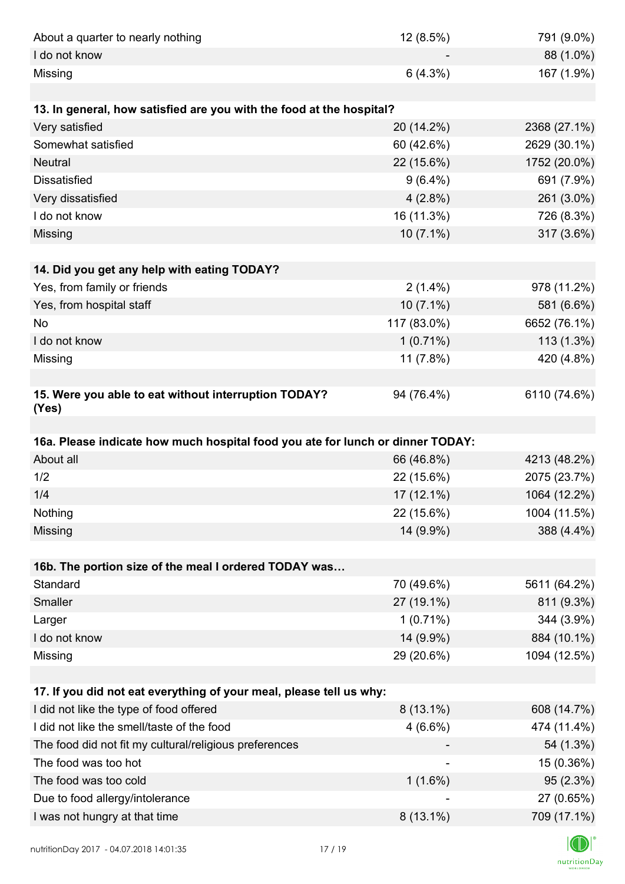| | | |
|---|---|---|
| About a quarter to nearly nothing | 12 (8.5%) | 791 (9.0%) |
| I do not know | - | 88 (1.0%) |
| Missing | 6 (4.3%) | 167 (1.9%) |

| **13. In general, how satisfied are you with the food at the hospital?** | | |
|---|---|---|
| Very satisfied | 20 (14.2%) | 2368 (27.1%) |
| Somewhat satisfied | 60 (42.6%) | 2629 (30.1%) |
| Neutral | 22 (15.6%) | 1752 (20.0%) |
| Dissatisfied | 9 (6.4%) | 691 (7.9%) |
| Very dissatisfied | 4 (2.8%) | 261 (3.0%) |
| I do not know | 16 (11.3%) | 726 (8.3%) |
| Missing | 10 (7.1%) | 317 (3.6%) |

| **14. Did you get any help with eating TODAY?** | | |
|---|---|---|
| Yes, from family or friends | 2 (1.4%) | 978 (11.2%) |
| Yes, from hospital staff | 10 (7.1%) | 581 (6.6%) |
| No | 117 (83.0%) | 6652 (76.1%) |
| I do not know | 1 (0.71%) | 113 (1.3%) |
| Missing | 11 (7.8%) | 420 (4.8%) |

| **15. Were you able to eat without interruption TODAY? (Yes)** | 94 (76.4%) | 6110 (74.6%) |
|---|---|---|

| **16a. Please indicate how much hospital food you ate for lunch or dinner TODAY:** | | |
|---|---|---|
| About all | 66 (46.8%) | 4213 (48.2%) |
| 1/2 | 22 (15.6%) | 2075 (23.7%) |
| 1/4 | 17 (12.1%) | 1064 (12.2%) |
| Nothing | 22 (15.6%) | 1004 (11.5%) |
| Missing | 14 (9.9%) | 388 (4.4%) |

| **16b. The portion size of the meal I ordered TODAY was…** | | |
|---|---|---|
| Standard | 70 (49.6%) | 5611 (64.2%) |
| Smaller | 27 (19.1%) | 811 (9.3%) |
| Larger | 1 (0.71%) | 344 (3.9%) |
| I do not know | 14 (9.9%) | 884 (10.1%) |
| Missing | 29 (20.6%) | 1094 (12.5%) |

| **17. If you did not eat everything of your meal, please tell us why:** | | |
|---|---|---|
| I did not like the type of food offered | 8 (13.1%) | 608 (14.7%) |
| I did not like the smell/taste of the food | 4 (6.6%) | 474 (11.4%) |
| The food did not fit my cultural/religious preferences | - | 54 (1.3%) |
| The food was too hot | - | 15 (0.36%) |
| The food was too cold | 1 (1.6%) | 95 (2.3%) |
| Due to food allergy/intolerance | - | 27 (0.65%) |
| I was not hungry at that time | 8 (13.1%) | 709 (17.1%) |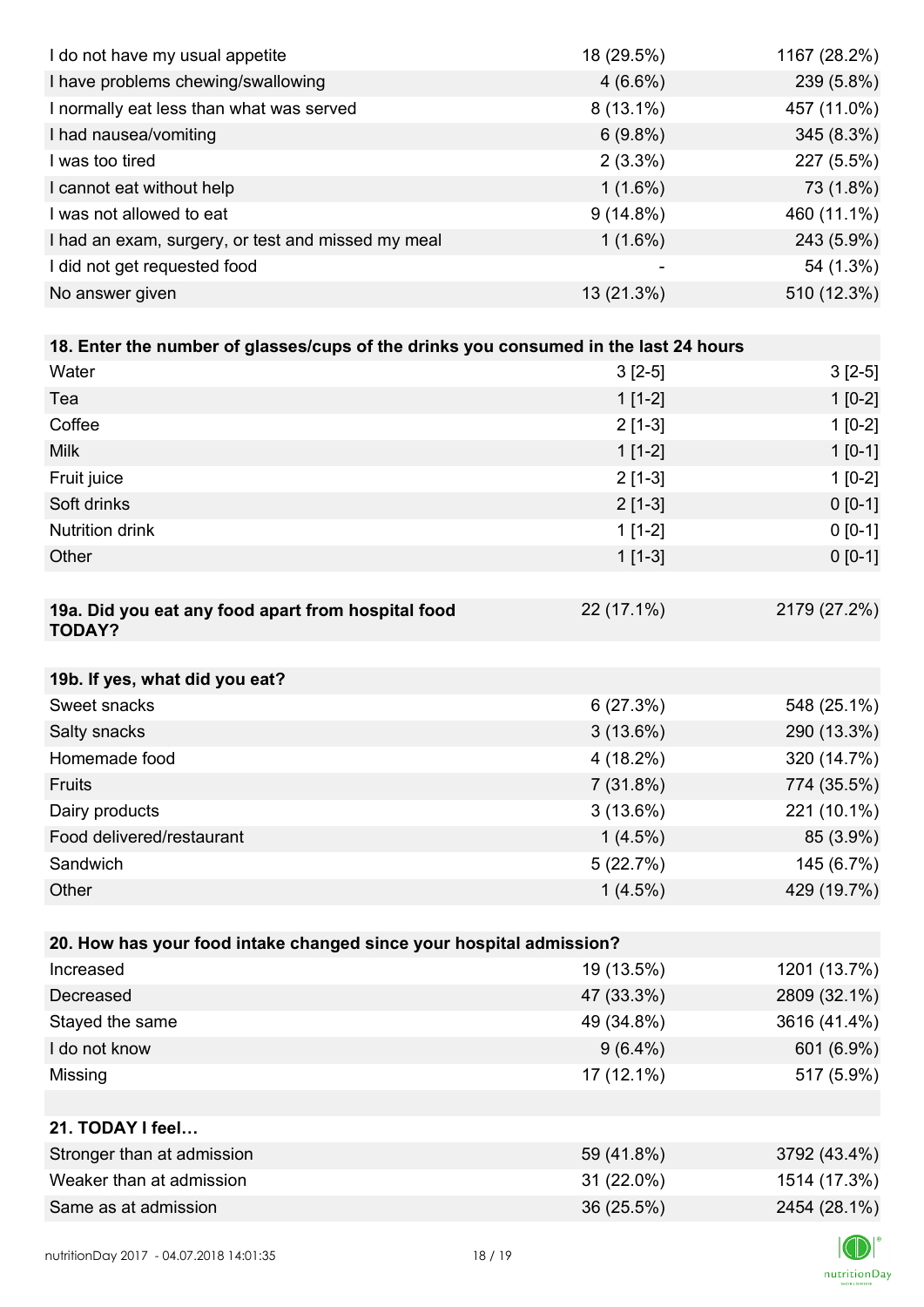| | | |
|---|---|---|
| I do not have my usual appetite | 18 (29.5%) | 1167 (28.2%) |
| I have problems chewing/swallowing | 4 (6.6%) | 239 (5.8%) |
| I normally eat less than what was served | 8 (13.1%) | 457 (11.0%) |
| I had nausea/vomiting | 6 (9.8%) | 345 (8.3%) |
| I was too tired | 2 (3.3%) | 227 (5.5%) |
| I cannot eat without help | 1 (1.6%) | 73 (1.8%) |
| I was not allowed to eat | 9 (14.8%) | 460 (11.1%) |
| I had an exam, surgery, or test and missed my meal | 1 (1.6%) | 243 (5.9%) |
| I did not get requested food | - | 54 (1.3%) |
| No answer given | 13 (21.3%) | 510 (12.3%) |

| **18. Enter the number of glasses/cups of the drinks you consumed in the last 24 hours** | | |
|---|---|---|
| Water | 3 [2-5] | 3 [2-5] |
| Tea | 1 [1-2] | 1 [0-2] |
| Coffee | 2 [1-3] | 1 [0-2] |
| Milk | 1 [1-2] | 1 [0-1] |
| Fruit juice | 2 [1-3] | 1 [0-2] |
| Soft drinks | 2 [1-3] | 0 [0-1] |
| Nutrition drink | 1 [1-2] | 0 [0-1] |
| Other | 1 [1-3] | 0 [0-1] |

| **19a. Did you eat any food apart from hospital food TODAY?** | 22 (17.1%) | 2179 (27.2%) |
|---|---|---|

| **19b. If yes, what did you eat?** | | |
|---|---|---|
| Sweet snacks | 6 (27.3%) | 548 (25.1%) |
| Salty snacks | 3 (13.6%) | 290 (13.3%) |
| Homemade food | 4 (18.2%) | 320 (14.7%) |
| Fruits | 7 (31.8%) | 774 (35.5%) |
| Dairy products | 3 (13.6%) | 221 (10.1%) |
| Food delivered/restaurant | 1 (4.5%) | 85 (3.9%) |
| Sandwich | 5 (22.7%) | 145 (6.7%) |
| Other | 1 (4.5%) | 429 (19.7%) |

| **20. How has your food intake changed since your hospital admission?** | | |
|---|---|---|
| Increased | 19 (13.5%) | 1201 (13.7%) |
| Decreased | 47 (33.3%) | 2809 (32.1%) |
| Stayed the same | 49 (34.8%) | 3616 (41.4%) |
| I do not know | 9 (6.4%) | 601 (6.9%) |
| Missing | 17 (12.1%) | 517 (5.9%) |

| **21. TODAY I feel…** | | |
|---|---|---|
| Stronger than at admission | 59 (41.8%) | 3792 (43.4%) |
| Weaker than at admission | 31 (22.0%) | 1514 (17.3%) |
| Same as at admission | 36 (25.5%) | 2454 (28.1%) |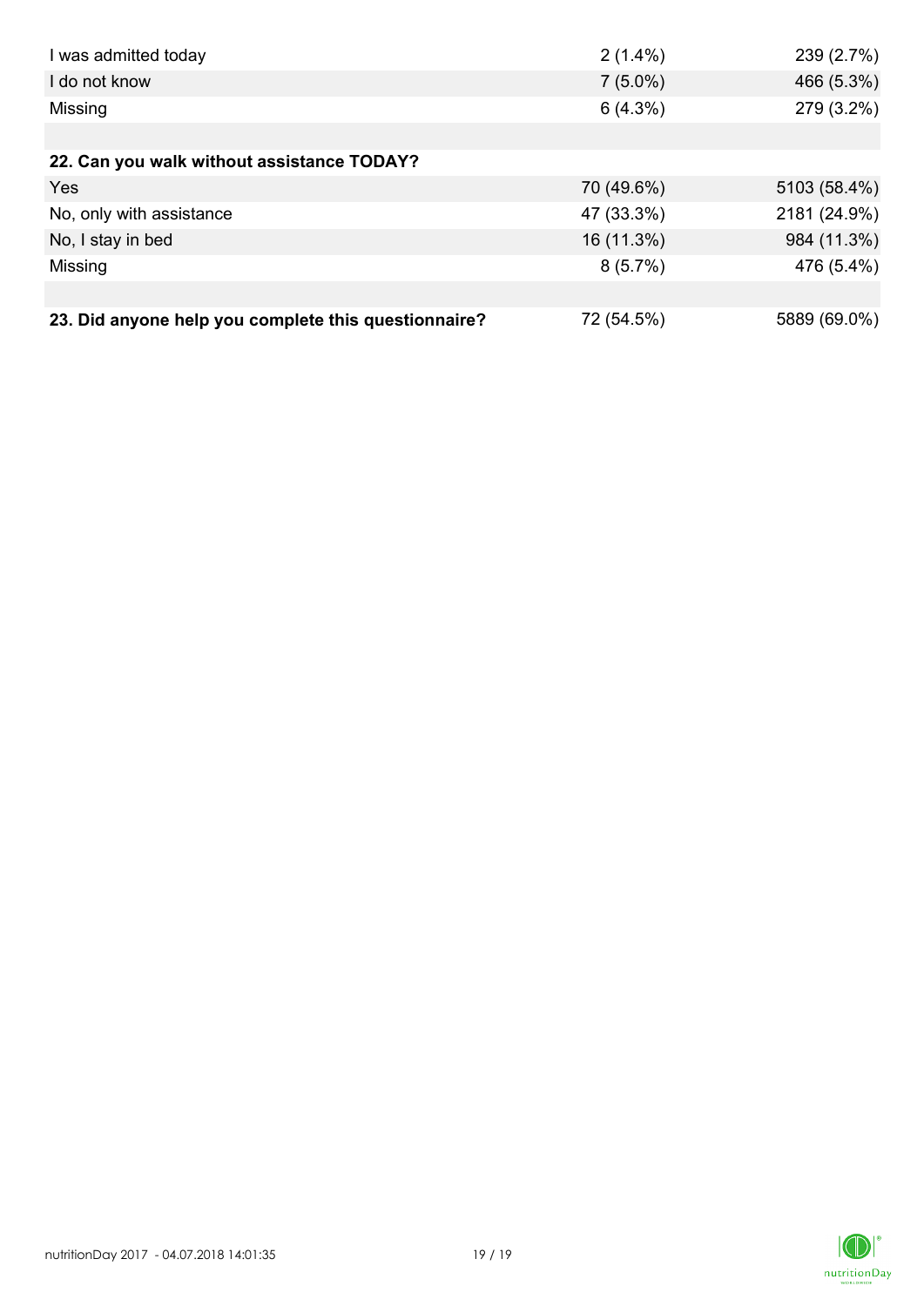| | | |
|---|---|---|
| I was admitted today | 2 (1.4%) | 239 (2.7%) |
| I do not know | 7 (5.0%) | 466 (5.3%) |
| Missing | 6 (4.3%) | 279 (3.2%) |
| | | |
| **22. Can you walk without assistance TODAY?** | | |
| Yes | 70 (49.6%) | 5103 (58.4%) |
| No, only with assistance | 47 (33.3%) | 2181 (24.9%) |
| No, I stay in bed | 16 (11.3%) | 984 (11.3%) |
| Missing | 8 (5.7%) | 476 (5.4%) |
| | | |
| **23. Did anyone help you complete this questionnaire?** | 72 (54.5%) | 5889 (69.0%) |